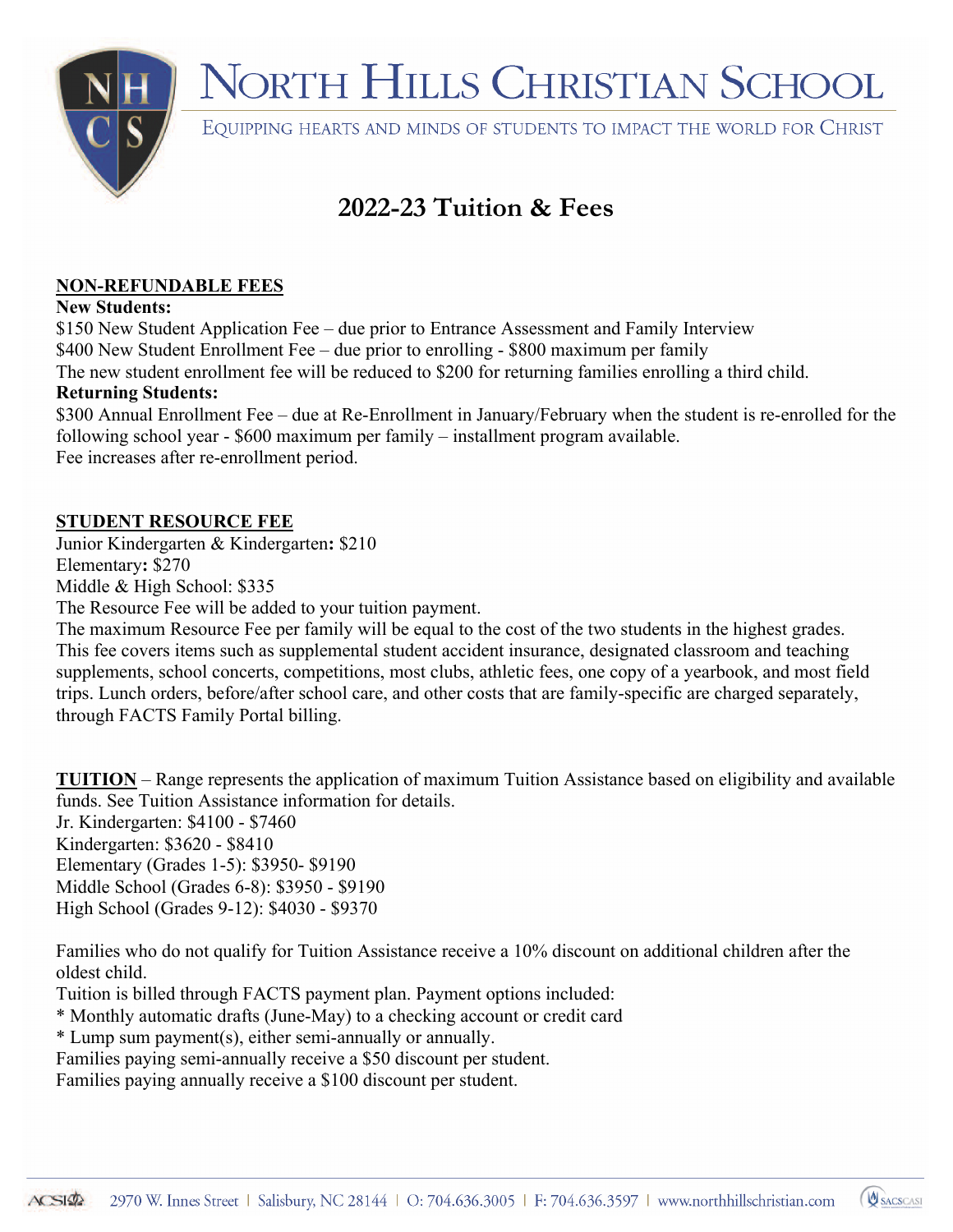# NORTH HILLS CHRISTIAN SCHOOL

EQUIPPING HEARTS AND MINDS OF STUDENTS TO IMPACT THE WORLD FOR CHRIST

## 2022-23 Tuition & Fees

**NON-REFUNDABLE FEES**

**New Students:**

$150 New Student Application Fee – due prior to Entrance Assessment and Family Interview
$400 New Student Enrollment Fee – due prior to enrolling - $800 maximum per family
The new student enrollment fee will be reduced to $200 for returning families enrolling a third child.

**Returning Students:**

$300 Annual Enrollment Fee – due at Re-Enrollment in January/February when the student is re-enrolled for the following school year - $600 maximum per family – installment program available.
Fee increases after re-enrollment period.

**STUDENT RESOURCE FEE**

Junior Kindergarten & Kindergarten**:** $210
Elementary**:** $270
Middle & High School: $335
The Resource Fee will be added to your tuition payment.
The maximum Resource Fee per family will be equal to the cost of the two students in the highest grades.
This fee covers items such as supplemental student accident insurance, designated classroom and teaching supplements, school concerts, competitions, most clubs, athletic fees, one copy of a yearbook, and most field trips. Lunch orders, before/after school care, and other costs that are family-specific are charged separately, through FACTS Family Portal billing.

**TUITION** – Range represents the application of maximum Tuition Assistance based on eligibility and available funds. See Tuition Assistance information for details.
Jr. Kindergarten: $4100 - $7460
Kindergarten: $3620 - $8410
Elementary (Grades 1-5): $3950- $9190
Middle School (Grades 6-8): $3950 - $9190
High School (Grades 9-12): $4030 - $9370

Families who do not qualify for Tuition Assistance receive a 10% discount on additional children after the oldest child.
Tuition is billed through FACTS payment plan. Payment options included:
* Monthly automatic drafts (June-May) to a checking account or credit card
* Lump sum payment(s), either semi-annually or annually.
Families paying semi-annually receive a $50 discount per student.
Families paying annually receive a $100 discount per student.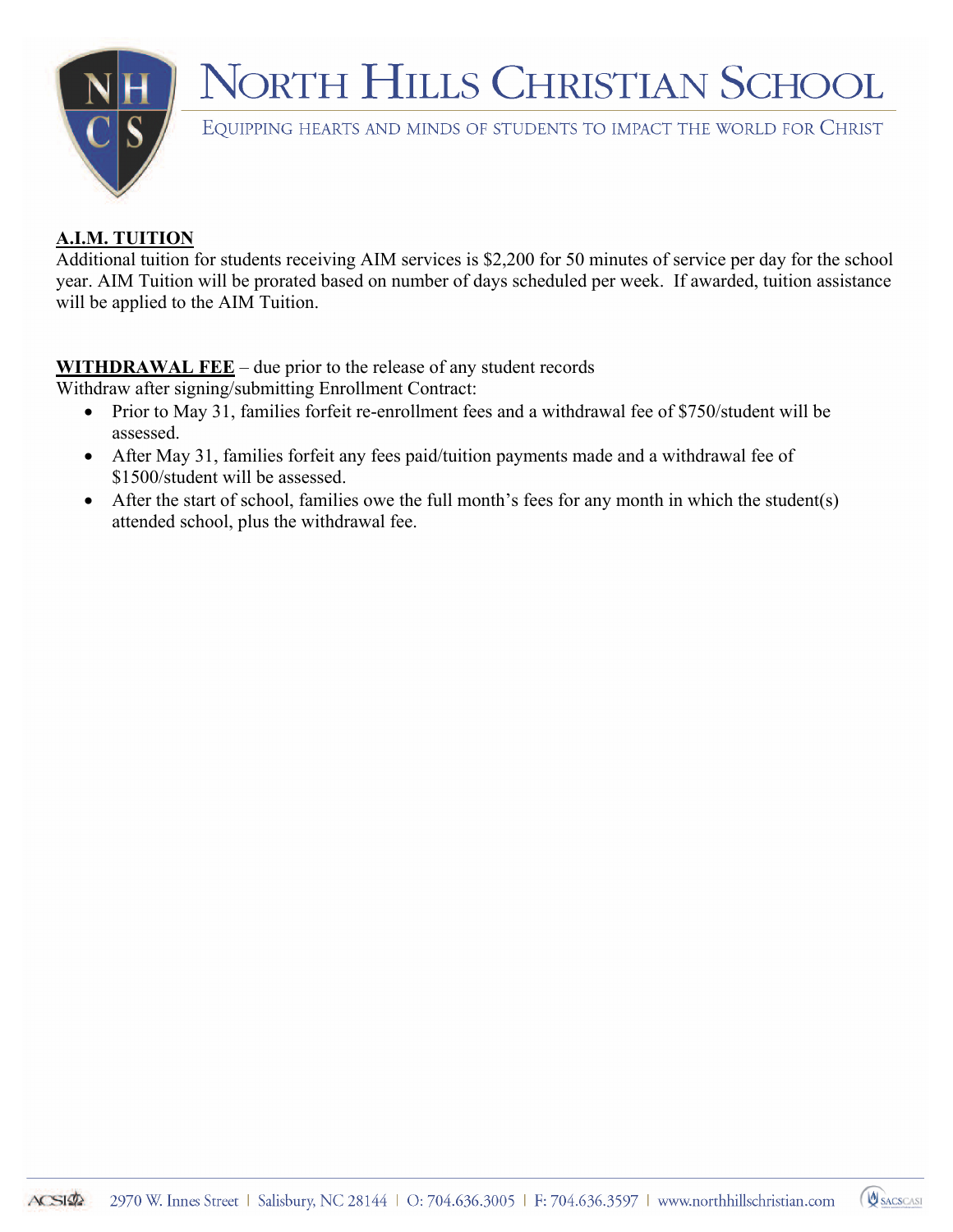# NORTH HILLS CHRISTIAN SCHOOL

EQUIPPING HEARTS AND MINDS OF STUDENTS TO IMPACT THE WORLD FOR CHRIST

**A.I.M. TUITION**

Additional tuition for students receiving AIM services is $2,200 for 50 minutes of service per day for the school year. AIM Tuition will be prorated based on number of days scheduled per week. If awarded, tuition assistance will be applied to the AIM Tuition.

**WITHDRAWAL FEE** – due prior to the release of any student records

Withdraw after signing/submitting Enrollment Contract:

- Prior to May 31, families forfeit re-enrollment fees and a withdrawal fee of $750/student will be assessed.
- After May 31, families forfeit any fees paid/tuition payments made and a withdrawal fee of $1500/student will be assessed.
- After the start of school, families owe the full month's fees for any month in which the student(s) attended school, plus the withdrawal fee.